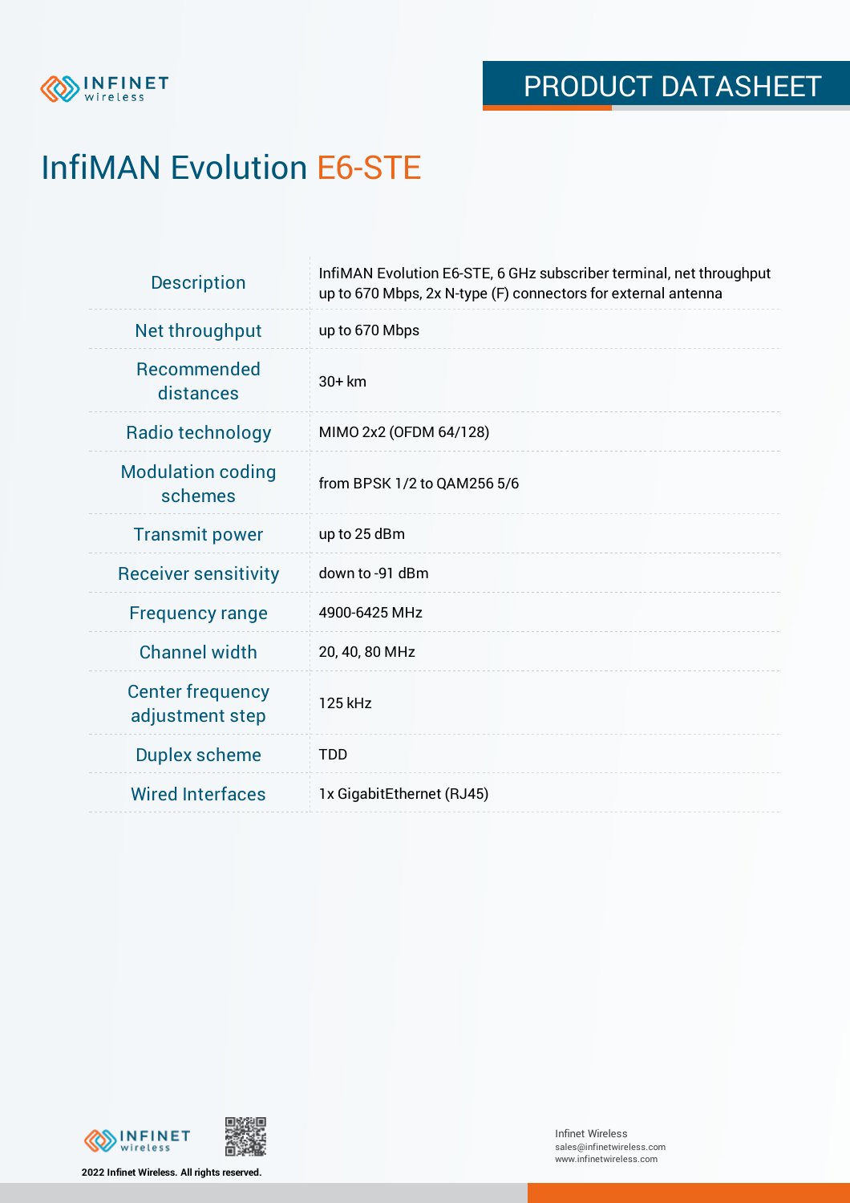PRODUCT DATASHEET

# InfiMAN Evolution E6-STE

| | |
|---|---|
| Description | InfiMAN Evolution E6-STE, 6 GHz subscriber terminal, net throughput up to 670 Mbps, 2x N-type (F) connectors for external antenna |
| Net throughput | up to 670 Mbps |
| Recommended distances | 30+ km |
| Radio technology | MIMO 2x2 (OFDM 64/128) |
| Modulation coding schemes | from BPSK 1/2 to QAM256 5/6 |
| Transmit power | up to 25 dBm |
| Receiver sensitivity | down to -91 dBm |
| Frequency range | 4900-6425 MHz |
| Channel width | 20, 40, 80 MHz |
| Center frequency adjustment step | 125 kHz |
| Duplex scheme | TDD |
| Wired Interfaces | 1x GigabitEthernet (RJ45) |

2022 Infinet Wireless. All rights reserved.

Infinet Wireless
sales@infinetwireless.com
www.infinetwireless.com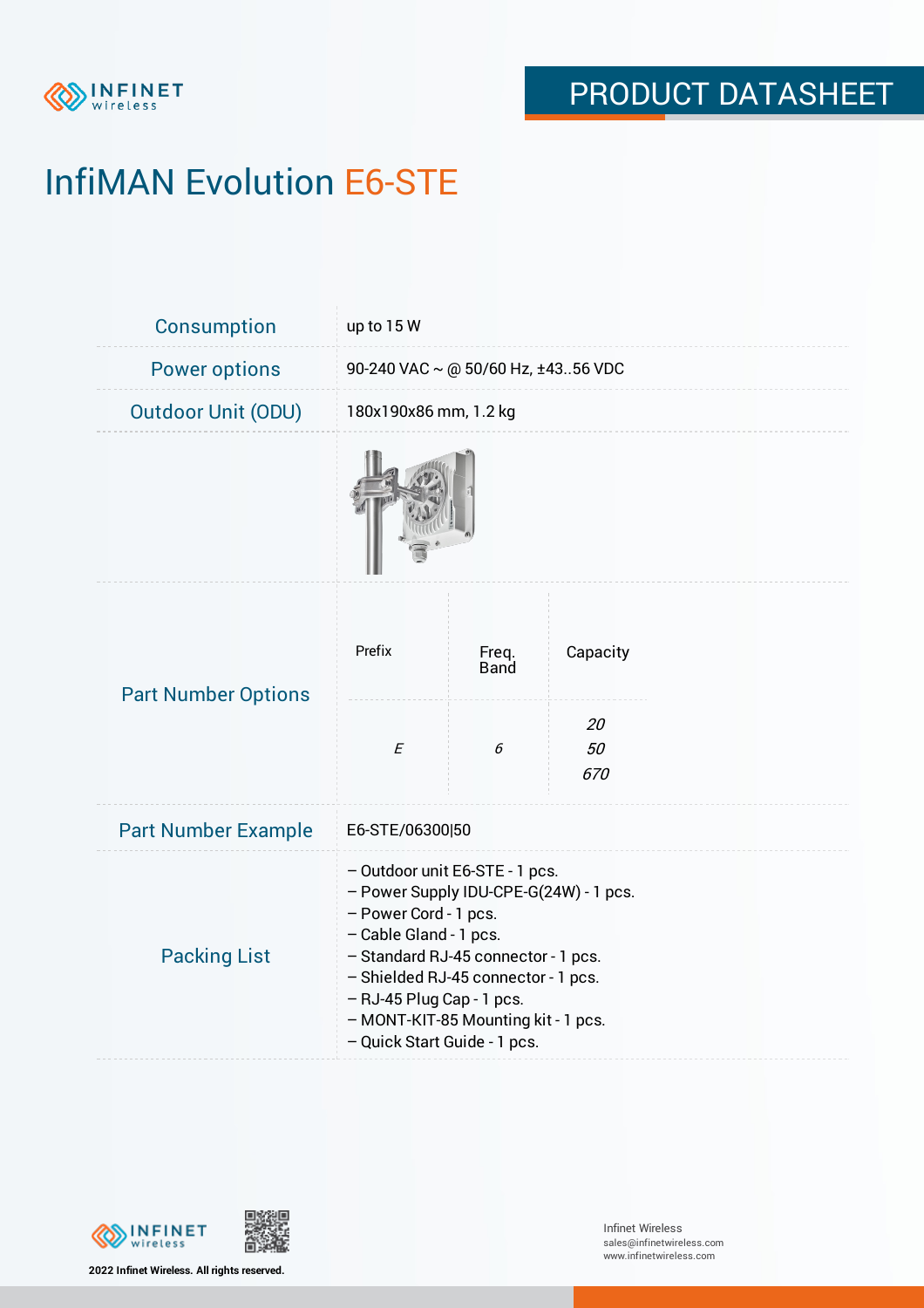# InfiMAN Evolution E6-STE

| | |
|---|---|
| Consumption | up to 15 W |
| Power options | 90-240 VAC ~ @ 50/60 Hz, ±43..56 VDC |
| Outdoor Unit (ODU) | 180x190x86 mm, 1.2 kg |

**Part Number Options**

| Prefix | Freq. Band | Capacity |
|---|---|---|
| *E* | *6* | *20*<br>*50*<br>*670* |

| | |
|---|---|
| Part Number Example | E6-STE/06300\|50 |

**Packing List**

- Outdoor unit E6-STE - 1 pcs.
- Power Supply IDU-CPE-G(24W) - 1 pcs.
- Power Cord - 1 pcs.
- Cable Gland - 1 pcs.
- Standard RJ-45 connector - 1 pcs.
- Shielded RJ-45 connector - 1 pcs.
- RJ-45 Plug Cap - 1 pcs.
- MONT-KIT-85 Mounting kit - 1 pcs.
- Quick Start Guide - 1 pcs.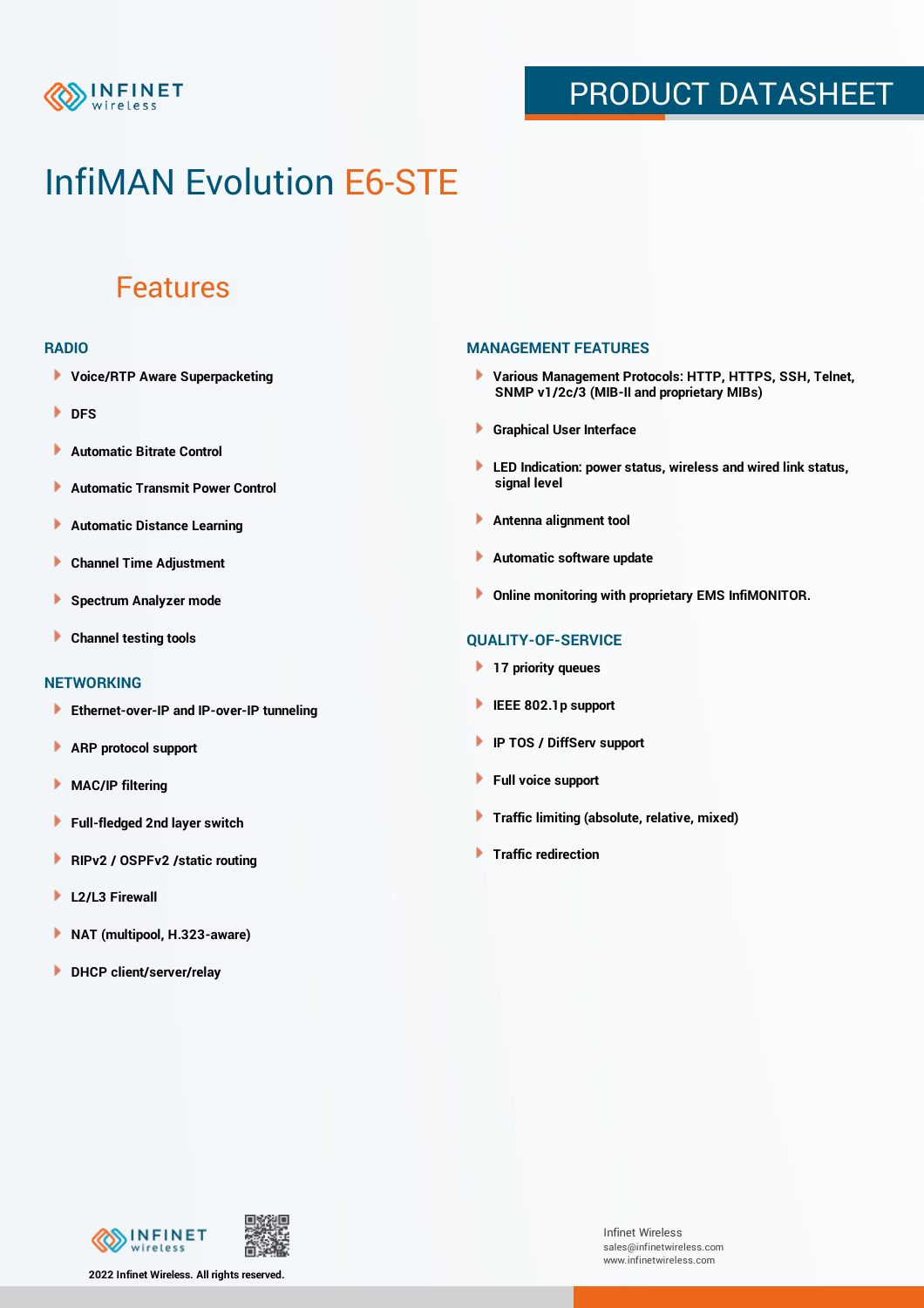# InfiMAN Evolution E6-STE

## Features

### RADIO

- Voice/RTP Aware Superpacketing
- DFS
- Automatic Bitrate Control
- Automatic Transmit Power Control
- Automatic Distance Learning
- Channel Time Adjustment
- Spectrum Analyzer mode
- Channel testing tools

### NETWORKING

- Ethernet-over-IP and IP-over-IP tunneling
- ARP protocol support
- MAC/IP filtering
- Full-fledged 2nd layer switch
- RIPv2 / OSPFv2 /static routing
- L2/L3 Firewall
- NAT (multipool, H.323-aware)
- DHCP client/server/relay

### MANAGEMENT FEATURES

- Various Management Protocols: HTTP, HTTPS, SSH, Telnet, SNMP v1/2c/3 (MIB-II and proprietary MIBs)
- Graphical User Interface
- LED Indication: power status, wireless and wired link status, signal level
- Antenna alignment tool
- Automatic software update
- Online monitoring with proprietary EMS InfiMONITOR.

### QUALITY-OF-SERVICE

- 17 priority queues
- IEEE 802.1p support
- IP TOS / DiffServ support
- Full voice support
- Traffic limiting (absolute, relative, mixed)
- Traffic redirection

2022 Infinet Wireless. All rights reserved.

Infinet Wireless
sales@infinetwireless.com
www.infinetwireless.com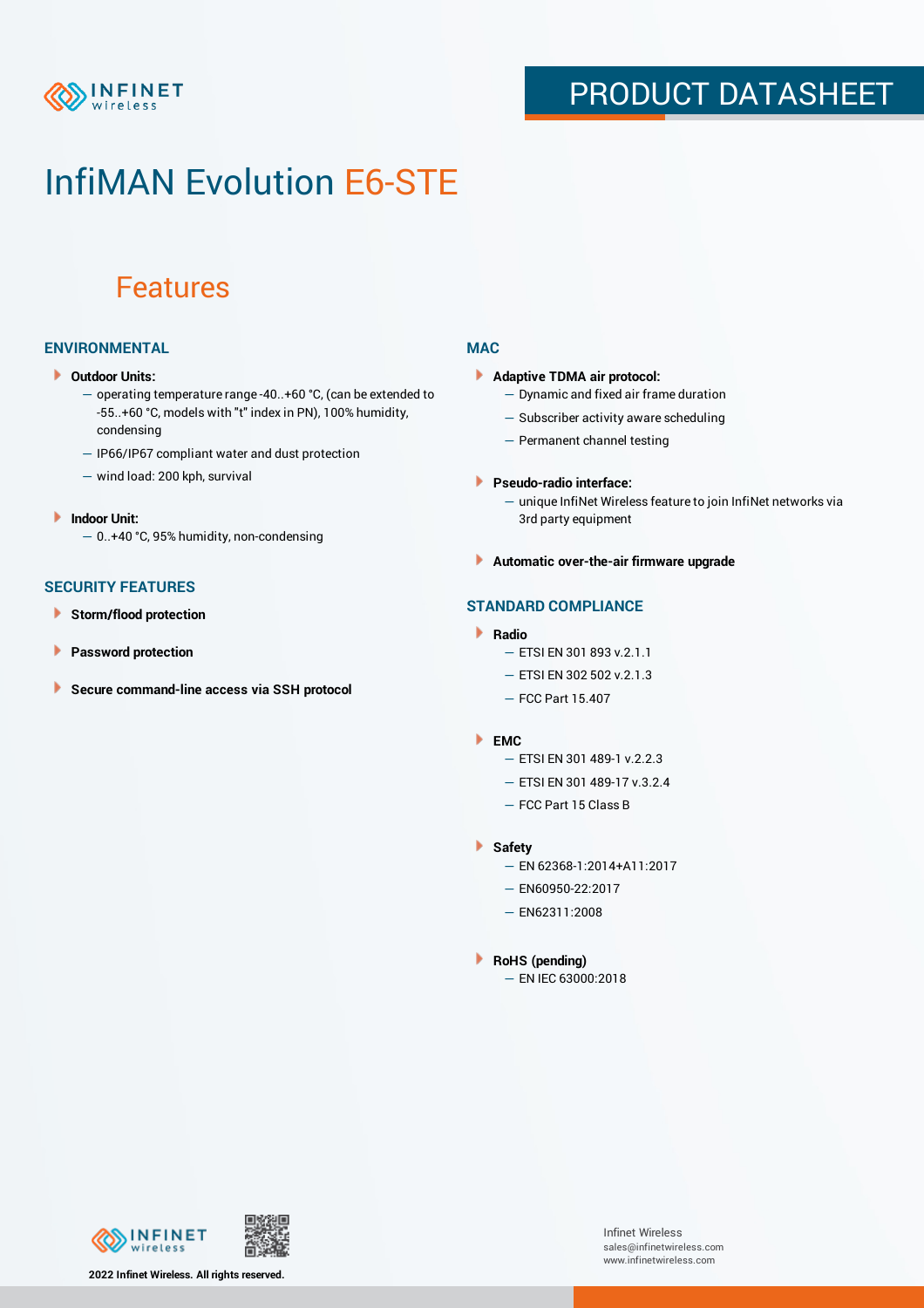# InfiMAN Evolution E6-STE

## Features

### ENVIRONMENTAL

- **Outdoor Units:**
  - operating temperature range -40..+60 °C, (can be extended to -55..+60 °C, models with "t" index in PN), 100% humidity, condensing
  - IP66/IP67 compliant water and dust protection
  - wind load: 200 kph, survival
- **Indoor Unit:**
  - 0..+40 °C, 95% humidity, non-condensing

### SECURITY FEATURES

- **Storm/flood protection**
- **Password protection**
- **Secure command-line access via SSH protocol**

### MAC

- **Adaptive TDMA air protocol:**
  - Dynamic and fixed air frame duration
  - Subscriber activity aware scheduling
  - Permanent channel testing
- **Pseudo-radio interface:**
  - unique InfiNet Wireless feature to join InfiNet networks via 3rd party equipment
- **Automatic over-the-air firmware upgrade**

### STANDARD COMPLIANCE

- **Radio**
  - ETSI EN 301 893 v.2.1.1
  - ETSI EN 302 502 v.2.1.3
  - FCC Part 15.407
- **EMC**
  - ETSI EN 301 489-1 v.2.2.3
  - ETSI EN 301 489-17 v.3.2.4
  - FCC Part 15 Class B
- **Safety**
  - EN 62368-1:2014+A11:2017
  - EN60950-22:2017
  - EN62311:2008
- **RoHS (pending)**
  - EN IEC 63000:2018

2022 Infinet Wireless. All rights reserved.

Infinet Wireless
sales@infinetwireless.com
www.infinetwireless.com